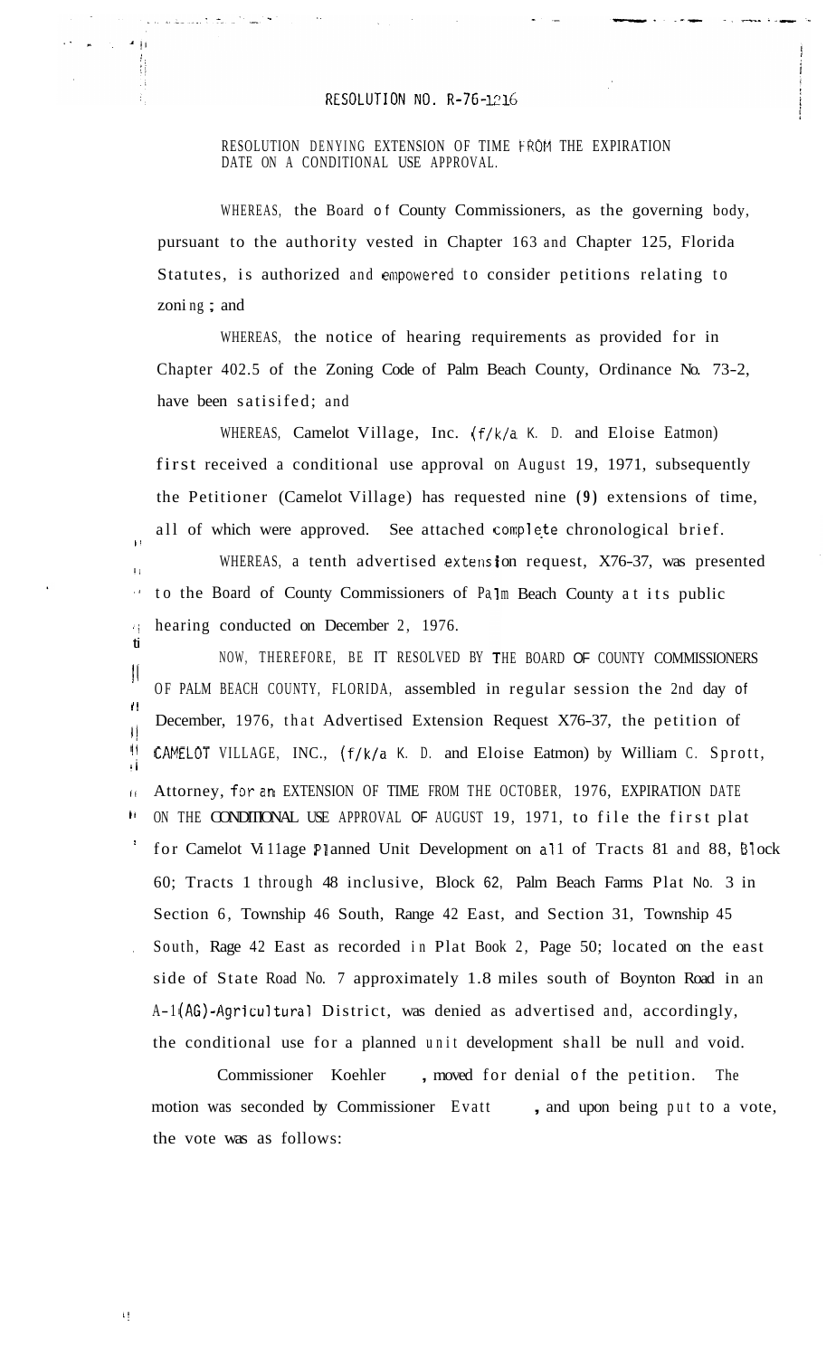# RESOLUTION NO. R-76-1216

RESOLUTION DENYING EXTENSION OF TIME FROM THE EXPIRATION DATE ON A CONDITIONAL USE APPROVAL.

WHEREAS, the Board of County Commissioners, as the governing body, pursuant to the authority vested in Chapter 163 and Chapter 125, Florida Statutes, is authorized and empowered to consider petitions relating to zoning; and

WHEREAS, the notice of hearing requirements as provided for in Chapter 402.5 of the Zoning Code of Palm Beach County, Ordinance No. 73-2, have been satisifed; and

WHEREAS, Camelot Village, Inc. (f/k/a K. D. and Eloise Eatmon) first received a conditional use approval on August 19, 1971, subsequently the Petitioner (Camelot Village) has requested nine (9) extensions of time, all of which were approved. See attached complete chronological brief.

WHEREAS, a tenth advertised extension request, X76-37, was presented to the Board of County Commissioners of Palm Beach County at its public hearing conducted on December 2, 1976.

NOW, THEREFORE, BE IT RESOLVED BY THE BOARD OF COUNTY COMMISSIONERS OF PALM BEACH COUNTY, FLORIDA, assembled in regular session the 2nd day of December, 1976, that Advertised Extension Request X76-37, the petition of CAMELOT VILLAGE, INC., (f/k/a K. D. and Eloise Eatmon) by William C. Sprott, Attorney, for an EXTENSION OF TIME FROM THE OCTOBER, 1976, EXPIRATION DATE ON THE CONDITIONAL USE APPROVAL OF AUGUST 19, 1971, to file the first plat for Camelot Village Planned Unit Development on all of Tracts 81 and 88, Block 60; Tracts 1 through 48 inclusive, Block 62, Palm Beach Farms Plat No. 3 in Section 6, Township 46 South, Range 42 East, and Section 31, Township 45 South, Rage 42 East as recorded in Plat Book 2, Page 50; located on the east side of State Road No. 7 approximately 1.8 miles south of Boynton Road in an A-1(AG)-Agricultural District, was denied as advertised and, accordingly, the conditional use for a planned unit development shall be null and void.

Commissioner Koehler, moved for denial of the petition. The motion was seconded by Commissioner Evatt, and upon being put to a vote, the vote was as follows: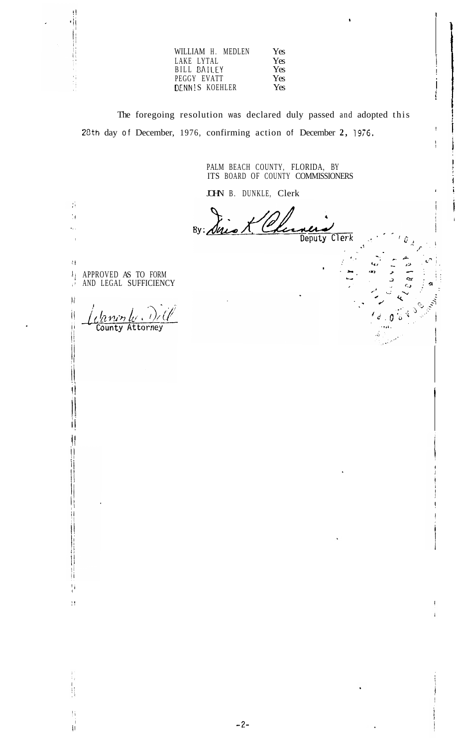| | |
|---|---|
| WILLIAM H. MEDLEN | Yes |
| LAKE LYTAL | Yes |
| BILL BAILEY | Yes |
| PEGGY EVATT | Yes |
| DENNIS KOEHLER | Yes |

The foregoing resolution was declared duly passed and adopted this 28th day of December, 1976, confirming action of December 2, 1976.

PALM BEACH COUNTY, FLORIDA, BY
ITS BOARD OF COUNTY COMMISSIONERS

JOHN B. DUNKLE, Clerk

By: Doris K Chavers
Deputy Clerk

APPROVED AS TO FORM
AND LEGAL SUFFICIENCY

County Attorney